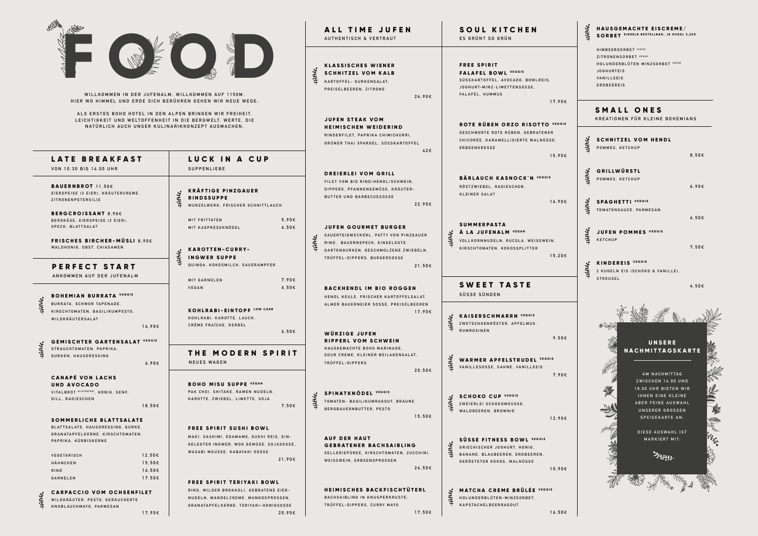# FOOD

WILLKOMMEN IN DER JUFENALM, WILLKOMMEN AUF 1150M.
HIER WO HIMMEL UND ERDE SICH BERÜHREN GEHEN WIR NEUE WEGE:

ALS ERSTES BOHO HOTEL IN DEN ALPEN BRINGEN WIR FREIHEIT, LEICHTIGKEIT UND WELTOFFENHEIT IN DIE BERGWELT. WERTE, DIE NATÜRLICH AUCH UNSER KULINARIKKONZEPT AUSMACHEN.

## LATE BREAKFAST

VON 10.30 BIS 14.00 UHR

**BAUERNBROT** 11,50€
EIERSPEISE (3 EIER), KRÄUTERCREME, ZITRONENPETERSILIE

**BERGCROISSANT** 8,90€
BERGKÄSE, EIERSPEISE (3 EIER), SPECK, BLATTSALAT

**FRISCHES BIRCHER-MÜSLI** 8,90€
WALDHONIG, OBST, CHIASAMEN

## PERFECT START

ANKOMMEN AUF DER JUFENALM

**BOHEMIAN BURRATA** VEGGIE
BURRATA, SCHMOR TAPENADE, KIRSCHTOMATEN, BASILIKUMPESTO, WILDKRÄUTERSALAT
14,90€

**GEMISCHTER GARTENSALAT** VEGGIE
STRAUCHTOMATEN, PAPRIKA, GURKEN, HAUSDRESSING
6,90€

**CANAPÉ VON LACHS UND AVOCADO**
VITALBROT GLUTENFREI, HONIG, SENF, DILL, RADIESCHEN
18,50€

**SOMMERLICHE BLATTSALATE**
BLATTSALATE, HAUSDRESSING, GURKE, GRANATAPFELKERNE, KIRSCHTOMATEN, PAPRIKA, KÜRBISKERNE

| | |
|---|---|
| VEGETARISCH | 12,50€ |
| HÄHNCHEN | 15,50€ |
| RIND | 16,50€ |
| GARNELEN | 17,50€ |

**CARPACCIO VOM OCHSENFILET**
WILDKRÄUTER, PESTO, GERÄUCHERTE KNOBLAUCHMAYO, PARMESAN
17,90€

## LUCK IN A CUP

SUPPENLIEBE

**KRÄFTIGE PINZGAUER RINDSSUPPE**
WURZELWERK, FRISCHER SCHNITTLAUCH

| | |
|---|---|
| MIT FRITTATEN | 5,90€ |
| MIT KASPRESSKNÖDEL | 6,50€ |

**KAROTTEN-CURRY-INGWER SUPPE**
QUINOA, KOKOSMILCH, SAUERAMPFER

| | |
|---|---|
| MIT GARNELEN | 7,90€ |
| VEGAN | 6,50€ |

**KOHLRABI-EINTOPF** LOW CARB
KOHLRABI, KAROTTE, LAUCH, CRÈME FRAÎCHE, KERBEL
6,50€

## THE MODERN SPIRIT

NEUES WAGEN

**BOHO MISU SUPPE** VEGAN
PAK CHOI, SHITAKE, RAMEN NUDELN, KAROTTE, ZWIEBEL, LIMETTE, SOJA
7,50€

**FREE SPIRIT SUSHI BOWL**
MAKI, SASHIMI, EDAMAME, SUSHI REIS, EINGELEGTER INGWER, WOK GEMÜSE, SOJASOSSE, WASABI MOUSSE, KABAYAKI SOSSE
21,90€

**FREE SPIRIT TERIYAKI BOWL**
RIND, WILDER BROKKOLI, GEBRATENE EIERNUDELN, MANDELCREME, MUNGOSPROSSEN, GRANATAPFELKERNE, TERIYAKI-HONIGSOSSE
20,90€

## ALL TIME JUFEN

AUTHENTISCH & VERTRAUT

**KLASSISCHES WIENER SCHNITZEL VOM KALB**
KARTOFFEL- GURKENSALAT, PREISELBEEREN, ZITRONE
24,90€

**JUFEN STEAK VOM HEIMISCHEN WEIDERIND**
RINDERFILET, PAPRIKA CHIMICHURRI, GRÜNER THAI SPARGEL, SÜSSKARTOFFEL
42€

**DREIERLEI VOM GRILL**
FILET VOM BIO RIND/HENDL/SCHWEIN, DIPPERS, PFANNENGEMÜSE, KRÄUTERBUTTER UND BARBECUESOSSE
22,90€

**JUFEN GOURMET BURGER**
SAUERTEIGWECKERL, PATTY VON PINZGAUER RIND, BAUERNSPECK, EINGELEGTE GARTENGURKEN, GESCHMOLZENE ZWIEBELN, TRÜFFEL-DIPPERS, BURGERSOSSE
21,50€

**BACKHENDL IM BIO ROGGEN**
HENDL KEULE, FRISCHER KARTOFFELSALAT, ALMER BAUERNEIER SOSSE, PREISELBEEREN
17,90€

**WÜRZIGE JUFEN RIPPERL VOM SCHWEIN**
HAUSGEMACHTE BOHO MARINADE, SOUR CREME, KLEINER BEILAGENSALAT, TRÜFFEL-DIPPERS
20,50€

**SPINATKNÖDEL** VEGGIE
TOMATEN- BASILIKUMRAGOUT, BRAUNE BERGBAUERNBUTTER, PESTO
15,50€

**AUF DER HAUT GEBRATENER BACHSAIBLING**
SELLERIEPÜREE, KIRSCHTOMATEN, ZUCCHINI, WEISSWEIN, ERBSENSPROSSEN
24,50€

**HEIMISCHES BACKFISCHTÜTERL**
BACHSAIBLING IN KNUSPERKRUSTE, TRÜFFEL-DIPPERS, CURRY MAYO
17,50€

## SOUL KITCHEN

ES GRÜNT SO GRÜN

**FREE SPIRIT FALAFEL BOWL** VEGGIE
SÜSSKARTOFFEL, AVOCADO, BOWLREIS, JOGHURT-MINZ-LIMETTENSOSSE, FALAFEL, HUMMUS
17,90€

**ROTE RÜBEN ORZO RISOTTO** VEGGIE
GESCHMORTE ROTE RÜBEN, GEBRATENER CHICORÉE, KARAMELLISIERTE WALNÜSSE, ERBSENKRESSE
15,90€

**BÄRLAUCH KASNOCK'N** VEGGIE
RÖSTZWIEBEL, RADIESCHEN, KLEINER SALAT
16,90€

**SUMMERPASTA À LA JUFENALM** VEGAN
VOLLKORNNUDELN, RUCOLA, WEISSWEIN, KIRSCHTOMATEN, KOKOSSPLITTER
15,20€

## SWEET TASTE

SÜSSE SÜNDEN

**KAISERSCHMARRN** VEGGIE
ZWETSCHGENRÖSTER, APFELMUS, RUMROSINEN
9,50€

**WARMER APFELSTRUDEL** VEGGIE
VANILLESOSSE, SAHNE, VANILLEEIS
7,90€

**SCHOKO CUP** VEGGIE
ZWEIERLEI SCHOKOMOUSSE, WALDBEEREN, BROWNIE
12,90€

**SÜSSE FITNESS BOWL** VEGGIE
GRIECHISCHER JOGHURT, HONIG, BANANE, BLAUBEEREN, ERDBEEREN, GERÖSTETER KOKOS, WALNÜSSE
10,90€

**MATCHA CREME BRÛLÉE** VEGGIE
HOLUNDERBLÜTEN-MINZSORBET, KAPSTACHELBEERRAGOUT
16,50€

## HAUSGEMACHTE EISCREME/SORBET

EINZELN BESTELLBAR, JE KUGEL 3,20€

- HIMBEERSORBET VEGAN
- ZITRONENSORBET VEGAN
- HOLUNDERBLÜTEN MINZSORBET VEGAN
- JOGHURTEIS
- VANILLEEIS
- ERDBEEREIS

## SMALL ONES

KREATIONEN FÜR KLEINE BOHEMIANS

**SCHNITZEL VOM HENDL**
POMMES, KETCHUP
8,50€

**GRILLWÜRSTL**
POMMES, KETCHUP
6,90€

**SPAGHETTI** VEGGIE
TOMATENSAUCE, PARMESAN
6,50€

**JUFEN POMMES** VEGGIE
KETCHUP
7,50€

**KINDEREIS** VEGGIE
2 KUGELN EIS (SCHOKO & VANILLE), STREUSEL
4,50€

## UNSERE NACHMITTAGSKARTE

AM NACHMITTAG ZWISCHEN 14.00 UND 18.00 UHR BIETEN WIR IHNEN EINE KLEINE ABER FEINE AUSWAHL UNSERER GROSSEN SPEISEKARTE AN.

DIESE AUSWAHL IST MARKIERT MIT: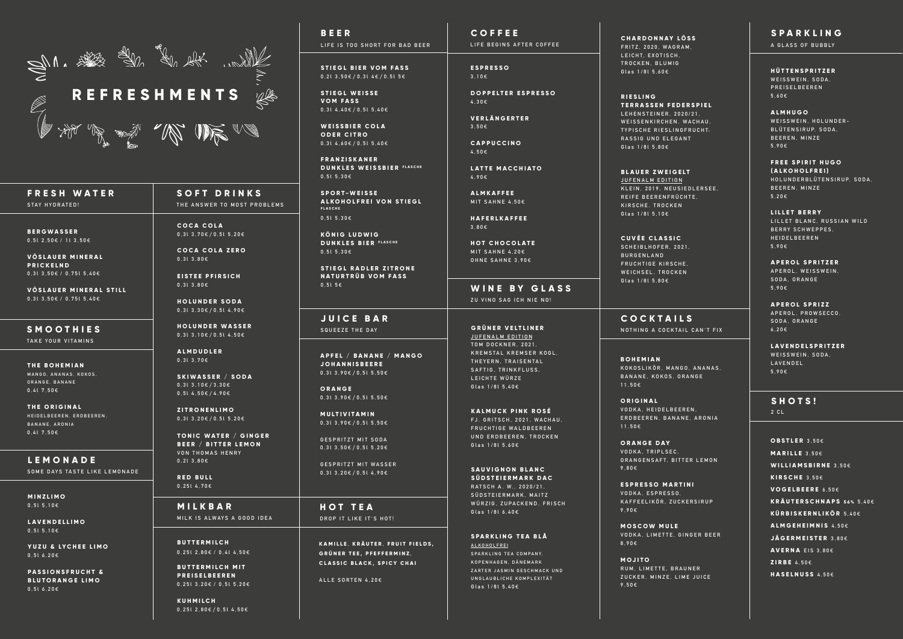# REFRESHMENTS

## FRESH WATER

STAY HYDRATED!

**BERGWASSER**
0,5l 2,50€ / 1l 3,50€

**VÖSLAUER MINERAL PRICKELND**
0,3l 3,50€ / 0,75l 5,40€

**VÖSLAUER MINERAL STILL**
0,3l 3,50€ / 0,75l 5,40€

## SMOOTHIES

TAKE YOUR VITAMINS

**THE BOHEMIAN**
MANGO, ANANAS, KOKOS, ORANGE, BANANE
0,4l 7,50€

**THE ORIGINAL**
HEIDELBEEREN, ERDBEEREN, BANANE, ARONIA
0,4l 7,50€

## LEMONADE

SOME DAYS TASTE LIKE LEMONADE

**MINZLIMO**
0,5l 5,10€

**LAVENDELLIMO**
0,5l 5,10€

**YUZU & LYCHEE LIMO**
0,5l 6,20€

**PASSIONSFRUCHT & BLUTORANGE LIMO**
0,5l 6,20€

## SOFT DRINKS

THE ANSWER TO MOST PROBLEMS

**COCA COLA**
0,3l 3,70€ / 0,5l 5,20€

**COCA COLA ZERO**
0,3l 3,80€

**EISTEE PFIRSICH**
0,3l 3,80€

**HOLUNDER SODA**
0,3l 3,30€ / 0,5l 4,90€

**HOLUNDER WASSER**
0,3l 3,10€ / 0,5l 4,50€

**ALMDUDLER**
0,3l 3,70€

**SKIWASSER / SODA**
0,3l 3,10€ / 3,30€
0,5l 4,50€ / 4,90€

**ZITRONENLIMO**
0,3l 3,20€ / 0,5l 5,20€

**TONIC WATER / GINGER BEER / BITTER LEMON**
VON THOMAS HENRY
0,2l 3,80€

**RED BULL**
0,25l 4,70€

## MILKBAR

MILK IS ALWAYS A GOOD IDEA

**BUTTERMILCH**
0,25l 2,80€ / 0,4l 4,50€

**BUTTERMILCH MIT PREISELBEEREN**
0,25l 3,20€ / 0,5l 5,20€

**KUHMILCH**
0,25l 2,80€ / 0,5l 4,50€

## BEER

LIFE IS TOO SHORT FOR BAD BEER

**STIEGL BIER VOM FASS**
0,2l 3,50€ / 0,3l 4€ / 0,5l 5€

**STIEGL WEISSE VOM FASS**
0,3l 4,40€ / 0,5l 5,40€

**WEISSBIER COLA ODER CITRO**
0,3l 4,60€ / 0,5l 5,40€

**FRANZISKANER DUNKLES WEISSBIER** FLASCHE
0,5l 5,30€

**SPORT-WEISSE ALKOHOLFREI VON STIEGL** FLASCHE
0,5l 5,30€

**KÖNIG LUDWIG DUNKLES BIER** FLASCHE
0,5l 5,30€

**STIEGL RADLER ZITRONE NATURTRÜB VOM FASS**
0,5l 5€

## JUICE BAR

SQUEEZE THE DAY

**APFEL / BANANE / MANGO JOHANNISBEERE**
0,3l 3,90€ / 0,5l 5,50€

**ORANGE**
0,3l 3,90€ / 0,5l 5,50€

**MULTIVITAMIN**
0,3l 3,90€ / 0,5l 5,50€

GESPRITZT MIT SODA
0,3l 3,50€ / 0,5l 5,20€

GESPRITZT MIT WASSER
0,3l 3,20€ / 0,5l 4,90€

## HOT TEA

DROP IT LIKE IT'S HOT!

**KAMILLE, KRÄUTER, FRUIT FIELDS, GRÜNER TEE, PFEFFERMINZ, CLASSIC BLACK, SPICY CHAI**

ALLE SORTEN 4,20€

## COFFEE

LIFE BEGINS AFTER COFFEE

**ESPRESSO**
3,10€

**DOPPELTER ESPRESSO**
4,30€

**VERLÄNGERTER**
3,50€

**CAPPUCCINO**
4,50€

**LATTE MACCHIATO**
4,90€

**ALMKAFFEE**
MIT SAHNE 4,50€

**HAFERLKAFFEE**
3,80€

**HOT CHOCOLATE**
MIT SAHNE 4,20€
OHNE SAHNE 3,90€

## WINE BY GLASS

ZU VINO SAG ICH NIE NO!

**GRÜNER VELTLINER**
JUFENALM EDITION
TOM DOCKNER, 2021, KREMSTAL KREMSER KOGL, THEYERN, TRAISENTAL
SAFTIG, TRINKFLUSS, LEICHTE WÜRZE
Glas 1/8l 5,40€

**KALMUCK PINK ROSÉ**
FJ. GRITSCH, 2021, WACHAU,
FRUCHTIGE WALDBEEREN UND ERDBEEREN, TROCKEN
Glas 1/8l 5,60€

**SAUVIGNON BLANC SÜDSTEIERMARK DAC**
RATSCH A. W., 2020/21, SÜDSTEIERMARK, MAITZ
WÜRZIG, ZUPACKEND, FRISCH
Glas 1/8l 6,40€

**SPARKLING TEA BLÅ**
ALKOHOLFREI
SPARKLING TEA COMPANY, KOPENHAGEN, DÄNEMARK
ZARTER JASMIN GESCHMACK UND UNGLAUBLICHE KOMPLEXITÄT
Glas 1/8l 5,40€

**CHARDONNAY LÖSS**
FRITZ, 2020, WAGRAM,
LEICHT, EXOTISCH, TROCKEN, BLUMIG
Glas 1/8l 5,60€

**RIESLING TERRASSEN FEDERSPIEL**
LEHENSTEINER, 2020/21, WEISSENKIRCHEN, WACHAU,
TYPISCHE RIESLINGFRUCHT: RASSIG UND ELEGANT
Glas 1/8l 5,80€

**BLAUER ZWEIGELT**
JUFENALM EDITION
KLEIN, 2019, NEUSIEDLERSEE,
REIFE BEERENFRÜCHTE, KIRSCHE, TROCKEN
Glas 1/8l 5,10€

**CUVÉE CLASSIC**
SCHEIBLHOFER, 2021, BURGENLAND
FRUCHTIGE KIRSCHE, WEICHSEL, TROCKEN
Glas 1/8l 5,80€

## COCKTAILS

NOTHING A COCKTAIL CAN'T FIX

**BOHEMIAN**
KOKOSLIKÖR, MANGO, ANANAS, BANANE, KOKOS, ORANGE
11,50€

**ORIGINAL**
VODKA, HEIDELBEEREN, ERDBEEREN, BANANE, ARONIA
11,50€

**ORANGE DAY**
VODKA, TRIPLSEC, ORANGENSAFT, BITTER LEMON
9,80€

**ESPRESSO MARTINI**
VODKA, ESPRESSO, KAFFEELIKÖR, ZUCKERSIRUP
9,90€

**MOSCOW MULE**
VODKA, LIMETTE, GINGER BEER
8,90€

**MOJITO**
RUM, LIMETTE, BRAUNER ZUCKER, MINZE, LIME JUICE
9,50€

## SPARKLING

A GLASS OF BUBBLY

**HÜTTENSPRITZER**
WEISSWEIN, SODA, PREISELBEEREN
5,60€

**ALMHUGO**
WEISSWEIN, HOLUNDERBLÜTENSIRUP, SODA, BEEREN, MINZE
5,90€

**FREE SPIRIT HUGO (ALKOHOLFREI)**
HOLUNDERBLÜTENSIRUP, SODA, BEEREN, MINZE
5,20€

**LILLET BERRY**
LILLET BLANC, RUSSIAN WILD BERRY SCHWEPPES, HEIDELBEEREN
5,90€

**APEROL SPRITZER**
APEROL, WEISSWEIN, SODA, ORANGE
5,90€

**APEROL SPRIZZ**
APEROL, PROWSECCO, SODA, ORANGE
6,20€

**LAVENDELSPRITZER**
WEISSWEIN, SODA, LAVENDEL
5,90€

## SHOTS!

2 CL

**OBSTLER** 3,50€

**MARILLE** 3,50€

**WILLIAMSBIRNE** 3,50€

**KIRSCHE** 3,50€

**VOGELBEERE** 6,50€

**KRÄUTERSCHNAPS 56%** 5,40€

**KÜRBISKERNLIKÖR** 5,40€

**ALMGEHEIMNIS** 4,50€

**JÄGERMEISTER** 3,80€

**AVERNA** EIS 3,80€

**ZIRBE** 4,50€

**HASELNUSS** 4,50€